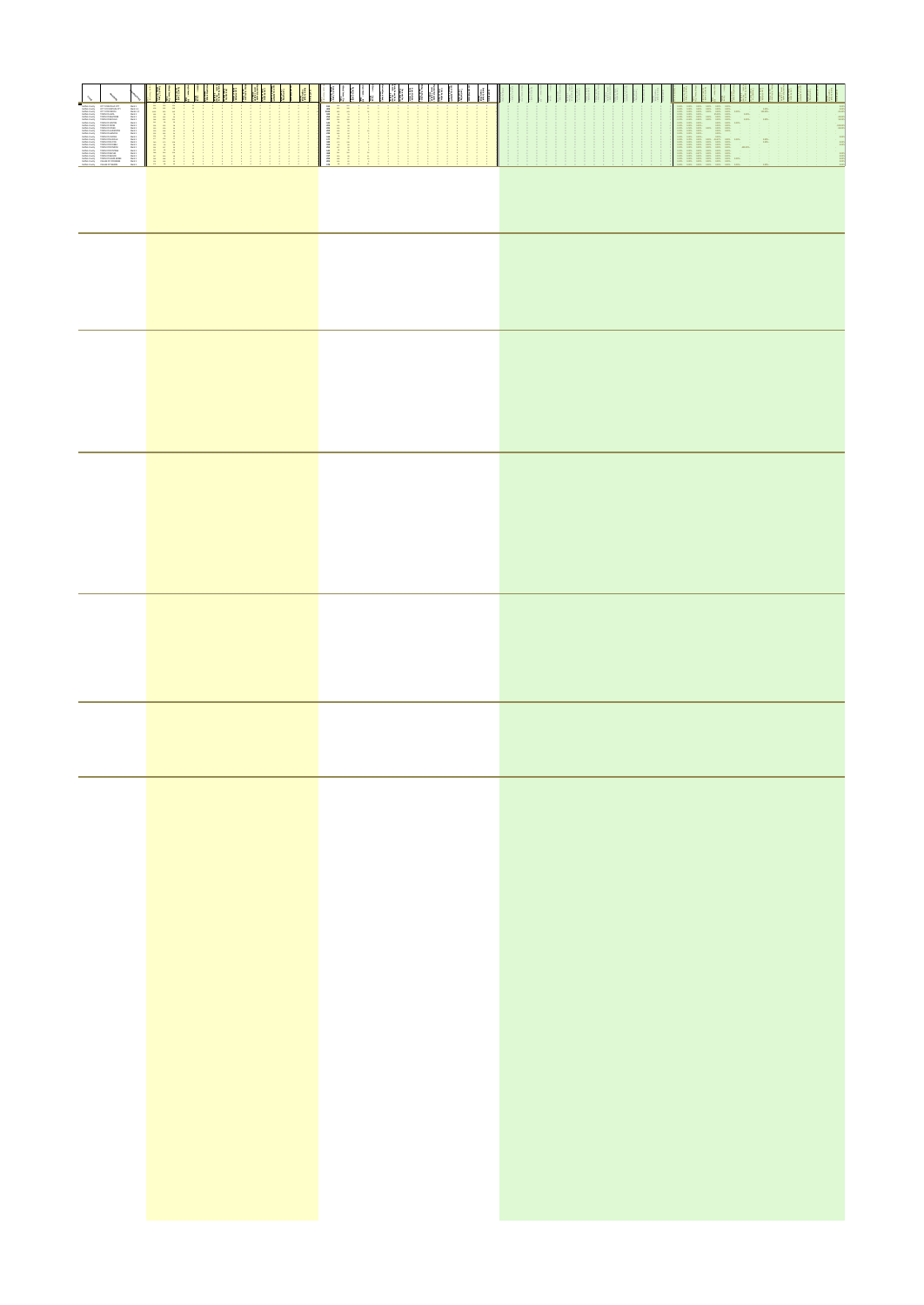| $\begin{tabular}{ c c c c } \hline \multicolumn{1}{ c }{\textbf{W1}} & \multicolumn{1}{ c }{\textbf{W2}} & \multicolumn{1}{ c }{\textbf{W2}} & \multicolumn{1}{ c }{\textbf{W3}} & \multicolumn{1}{ c }{\textbf{W4}} & \multicolumn{1}{ c }{\textbf{W5}} & \multicolumn{1}{ c }{\textbf{W5}} & \multicolumn{1}{ c }{\textbf{W5}} & \multicolumn{1}{ c }{\textbf{W5}} & \multicolumn{1}{ c }{\textbf{W5}} & \multicolumn{1}{ c }{$ | <b>HIIII</b><br>H<br>41   1   1<br><br><br>.<br><br> | 16 金金原 英第三 网络英语古巴美国英语英语名英语<br>.<br>$\frac{1}{2}$<br>,,,,,,,,,,,<br><br>÷, | E.<br>$\frac{\text{rad}}{\text{tan}}$<br>$\frac{100}{100}$ |
|-----------------------------------------------------------------------------------------------------------------------------------------------------------------------------------------------------------------------------------------------------------------------------------------------------------------------------------------------------------------------------------------------------------------------------------|------------------------------------------------------|---------------------------------------------------------------------------|------------------------------------------------------------|
|                                                                                                                                                                                                                                                                                                                                                                                                                                   |                                                      |                                                                           |                                                            |
|                                                                                                                                                                                                                                                                                                                                                                                                                                   |                                                      |                                                                           |                                                            |
|                                                                                                                                                                                                                                                                                                                                                                                                                                   |                                                      |                                                                           |                                                            |
|                                                                                                                                                                                                                                                                                                                                                                                                                                   |                                                      |                                                                           |                                                            |
|                                                                                                                                                                                                                                                                                                                                                                                                                                   |                                                      |                                                                           |                                                            |
|                                                                                                                                                                                                                                                                                                                                                                                                                                   |                                                      |                                                                           |                                                            |
|                                                                                                                                                                                                                                                                                                                                                                                                                                   |                                                      |                                                                           |                                                            |
|                                                                                                                                                                                                                                                                                                                                                                                                                                   |                                                      |                                                                           |                                                            |
|                                                                                                                                                                                                                                                                                                                                                                                                                                   |                                                      |                                                                           |                                                            |
|                                                                                                                                                                                                                                                                                                                                                                                                                                   |                                                      |                                                                           |                                                            |
|                                                                                                                                                                                                                                                                                                                                                                                                                                   |                                                      |                                                                           |                                                            |
|                                                                                                                                                                                                                                                                                                                                                                                                                                   |                                                      |                                                                           |                                                            |
|                                                                                                                                                                                                                                                                                                                                                                                                                                   |                                                      |                                                                           |                                                            |
|                                                                                                                                                                                                                                                                                                                                                                                                                                   |                                                      |                                                                           |                                                            |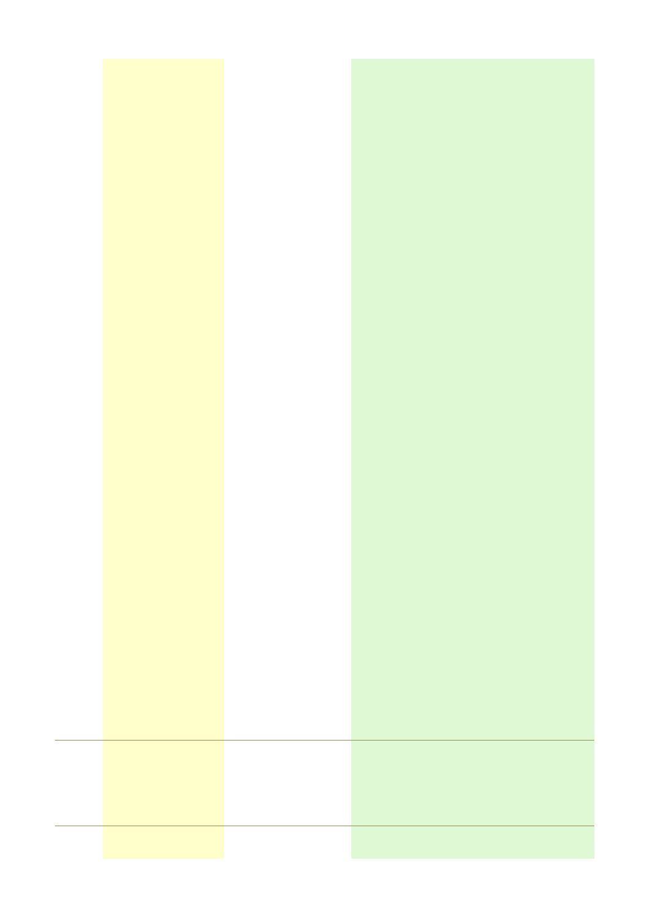